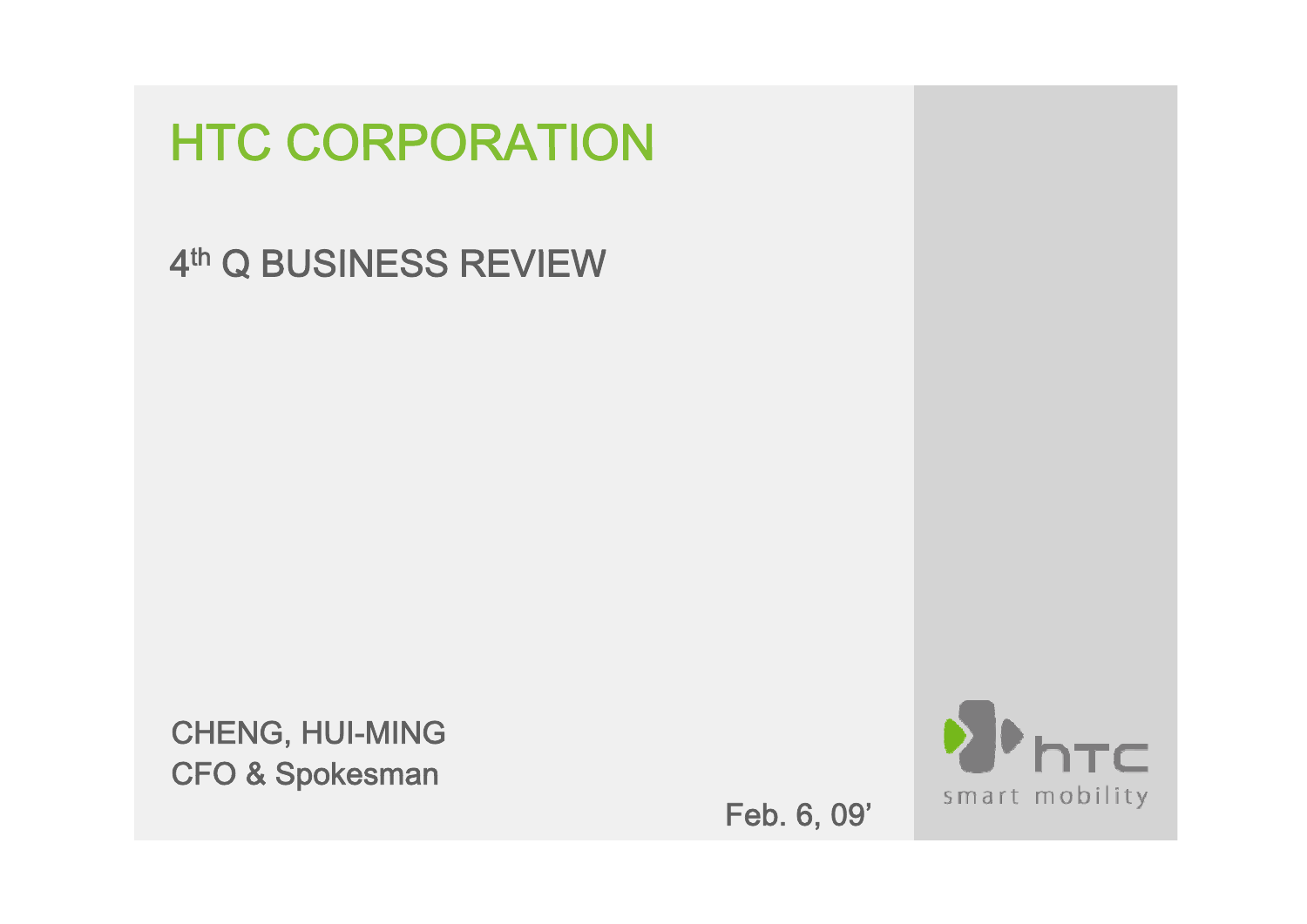# HTC CORPORATION

## 4th Q BUSINESS REVIEW

CHENG, HUI-MING
CFO & Spokesman

Feb. 6, 09'

htc
smart mobility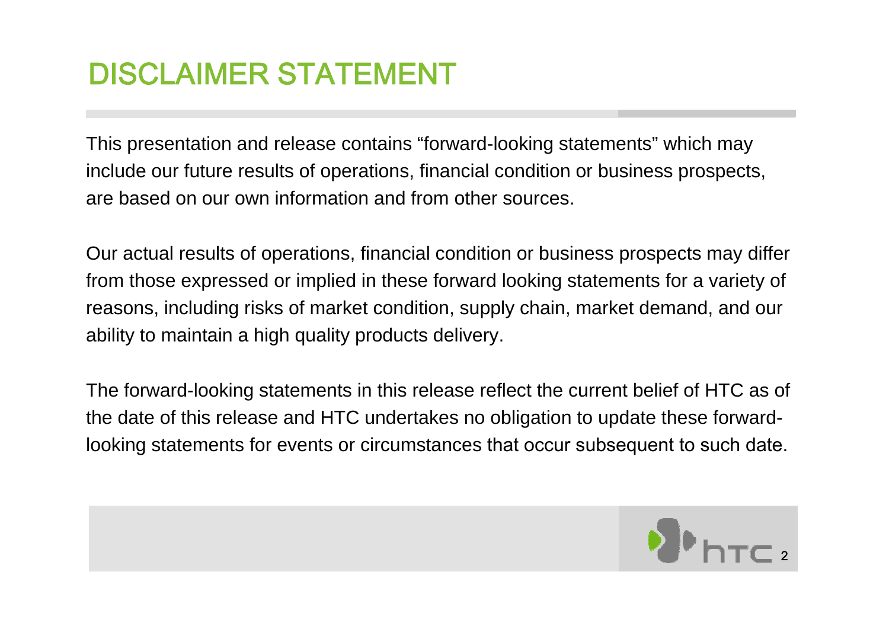# DISCLAIMER STATEMENT

This presentation and release contains "forward-looking statements" which may include our future results of operations, financial condition or business prospects, are based on our own information and from other sources.

Our actual results of operations, financial condition or business prospects may differ from those expressed or implied in these forward looking statements for a variety of reasons, including risks of market condition, supply chain, market demand, and our ability to maintain a high quality products delivery.

The forward-looking statements in this release reflect the current belief of HTC as of the date of this release and HTC undertakes no obligation to update these forward-looking statements for events or circumstances that occur subsequent to such date.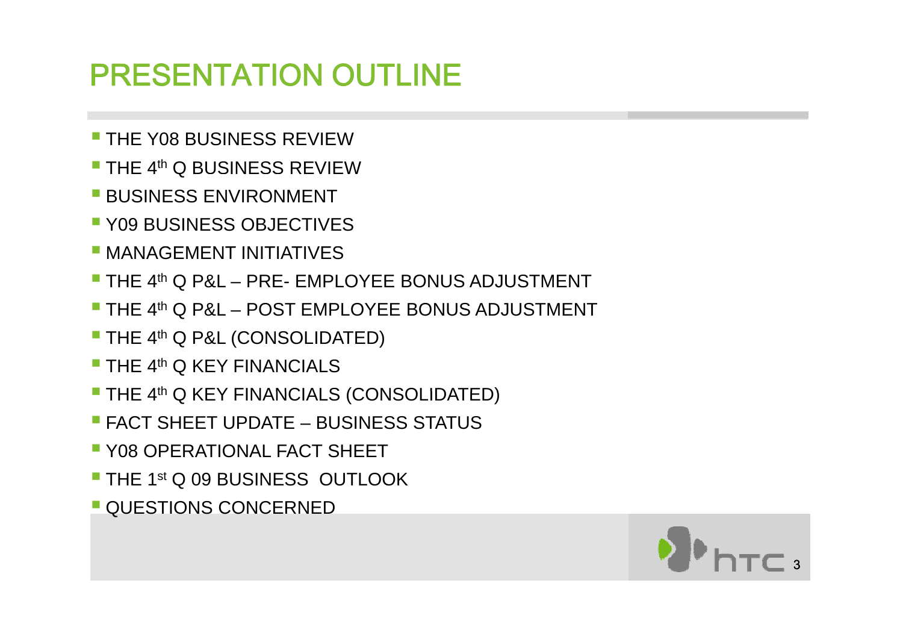# PRESENTATION OUTLINE

- THE Y08 BUSINESS REVIEW
- THE 4th Q BUSINESS REVIEW
- BUSINESS ENVIRONMENT
- Y09 BUSINESS OBJECTIVES
- MANAGEMENT INITIATIVES
- THE 4th Q P&L – PRE- EMPLOYEE BONUS ADJUSTMENT
- THE 4th Q P&L – POST EMPLOYEE BONUS ADJUSTMENT
- THE 4th Q P&L (CONSOLIDATED)
- THE 4th Q KEY FINANCIALS
- THE 4th Q KEY FINANCIALS (CONSOLIDATED)
- FACT SHEET UPDATE – BUSINESS STATUS
- Y08 OPERATIONAL FACT SHEET
- THE 1st Q 09 BUSINESS OUTLOOK
- QUESTIONS CONCERNED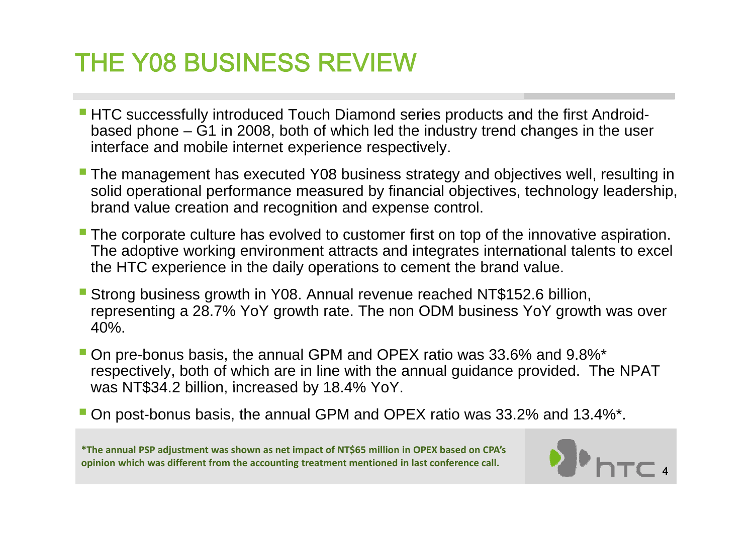# THE Y08 BUSINESS REVIEW

- HTC successfully introduced Touch Diamond series products and the first Android-based phone – G1 in 2008, both of which led the industry trend changes in the user interface and mobile internet experience respectively.
- The management has executed Y08 business strategy and objectives well, resulting in solid operational performance measured by financial objectives, technology leadership, brand value creation and recognition and expense control.
- The corporate culture has evolved to customer first on top of the innovative aspiration. The adoptive working environment attracts and integrates international talents to excel the HTC experience in the daily operations to cement the brand value.
- Strong business growth in Y08. Annual revenue reached NT$152.6 billion, representing a 28.7% YoY growth rate. The non ODM business YoY growth was over 40%.
- On pre-bonus basis, the annual GPM and OPEX ratio was 33.6% and 9.8%* respectively, both of which are in line with the annual guidance provided. The NPAT was NT$34.2 billion, increased by 18.4% YoY.
- On post-bonus basis, the annual GPM and OPEX ratio was 33.2% and 13.4%*.

**\*The annual PSP adjustment was shown as net impact of NT$65 million in OPEX based on CPA's opinion which was different from the accounting treatment mentioned in last conference call.**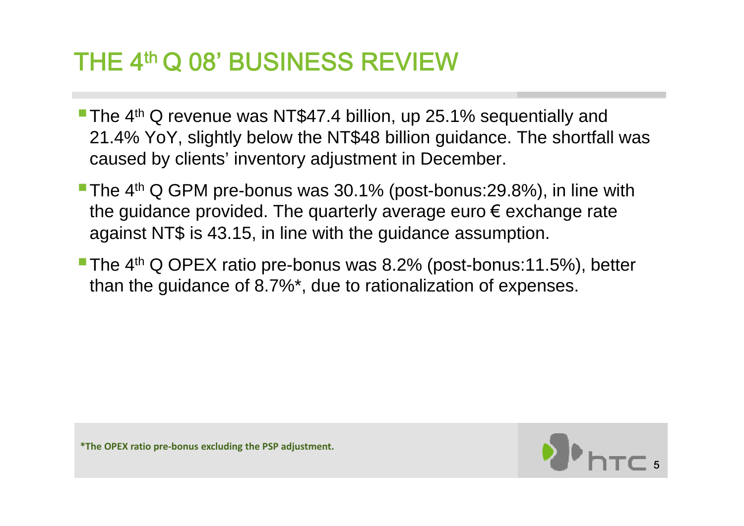# THE 4th Q 08' BUSINESS REVIEW

- The 4th Q revenue was NT$47.4 billion, up 25.1% sequentially and 21.4% YoY, slightly below the NT$48 billion guidance. The shortfall was caused by clients' inventory adjustment in December.
- The 4th Q GPM pre-bonus was 30.1% (post-bonus:29.8%), in line with the guidance provided. The quarterly average euro € exchange rate against NT$ is 43.15, in line with the guidance assumption.
- The 4th Q OPEX ratio pre-bonus was 8.2% (post-bonus:11.5%), better than the guidance of 8.7%*, due to rationalization of expenses.

**\*The OPEX ratio pre-bonus excluding the PSP adjustment.**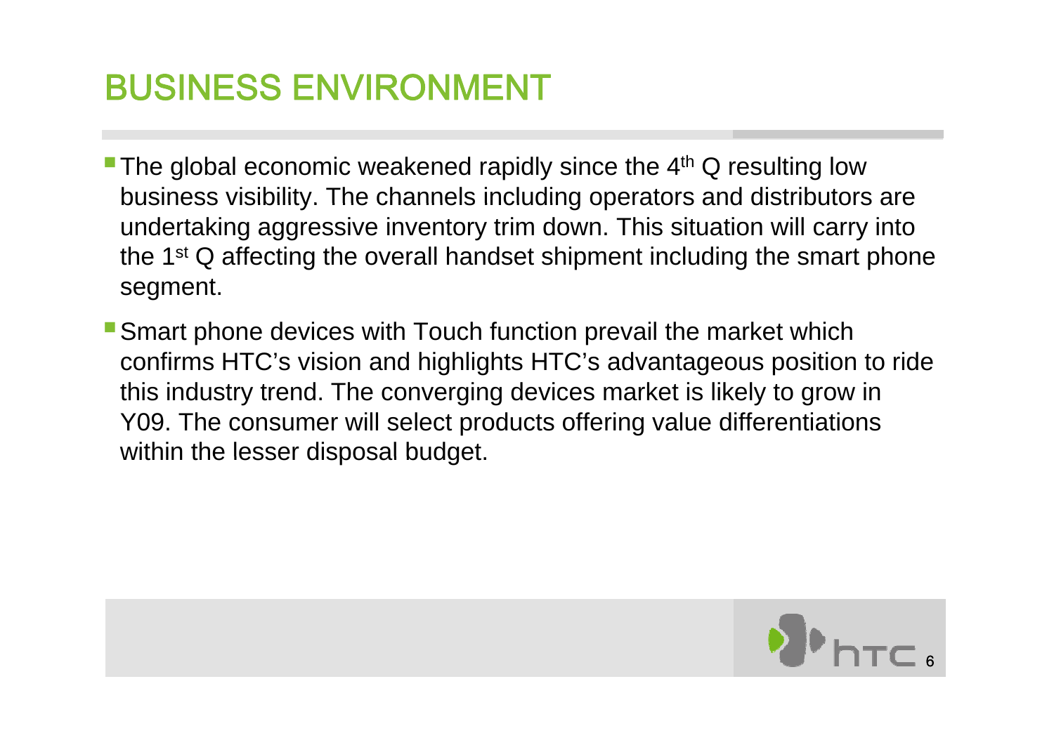# BUSINESS ENVIRONMENT

- The global economic weakened rapidly since the 4th Q resulting low business visibility. The channels including operators and distributors are undertaking aggressive inventory trim down. This situation will carry into the 1st Q affecting the overall handset shipment including the smart phone segment.
- Smart phone devices with Touch function prevail the market which confirms HTC's vision and highlights HTC's advantageous position to ride this industry trend. The converging devices market is likely to grow in Y09. The consumer will select products offering value differentiations within the lesser disposal budget.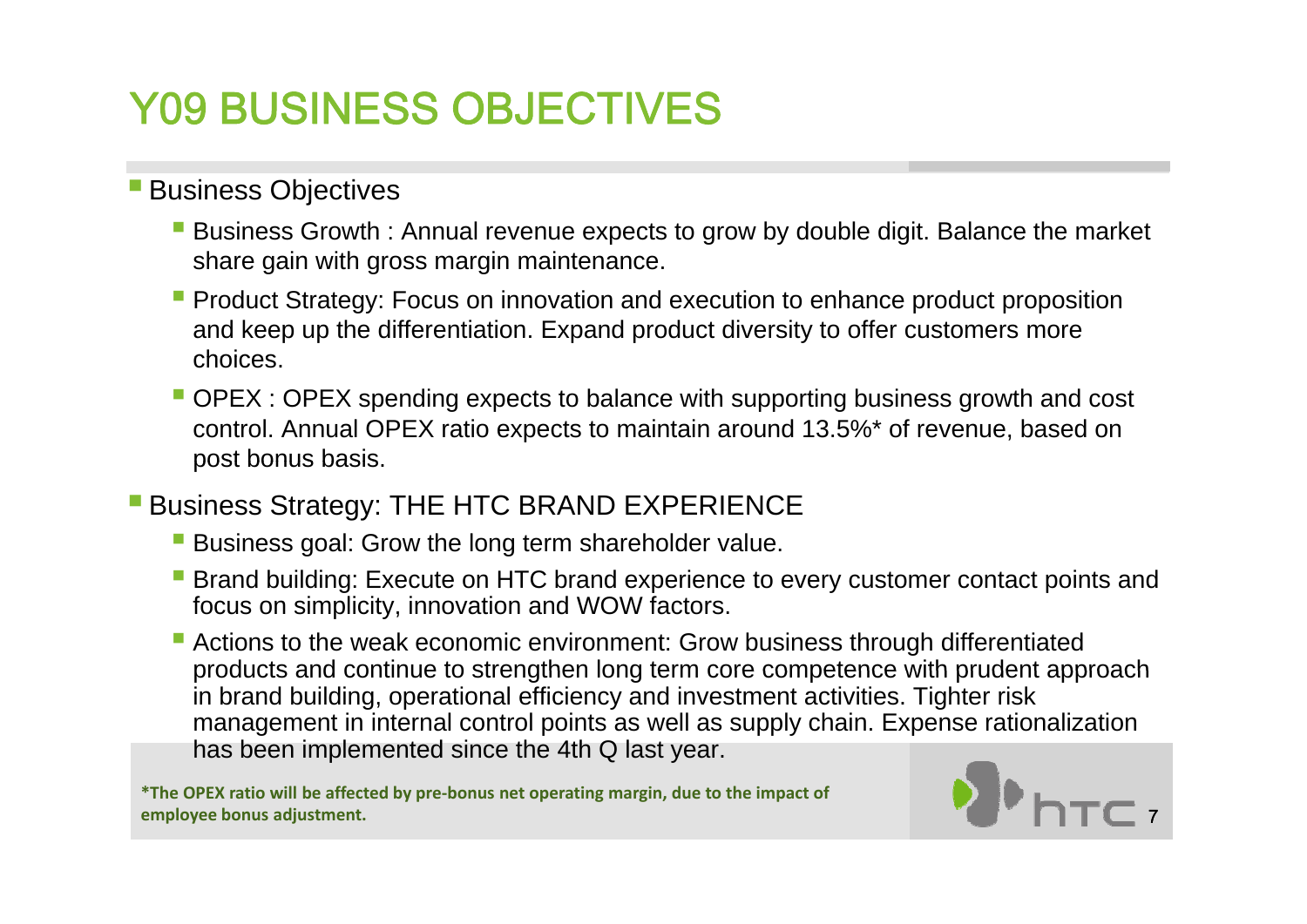# Y09 BUSINESS OBJECTIVES

- Business Objectives
  - Business Growth : Annual revenue expects to grow by double digit. Balance the market share gain with gross margin maintenance.
  - Product Strategy: Focus on innovation and execution to enhance product proposition and keep up the differentiation. Expand product diversity to offer customers more choices.
  - OPEX : OPEX spending expects to balance with supporting business growth and cost control. Annual OPEX ratio expects to maintain around 13.5%* of revenue, based on post bonus basis.
- Business Strategy: THE HTC BRAND EXPERIENCE
  - Business goal: Grow the long term shareholder value.
  - Brand building: Execute on HTC brand experience to every customer contact points and focus on simplicity, innovation and WOW factors.
  - Actions to the weak economic environment: Grow business through differentiated products and continue to strengthen long term core competence with prudent approach in brand building, operational efficiency and investment activities. Tighter risk management in internal control points as well as supply chain. Expense rationalization has been implemented since the 4th Q last year.

**\*The OPEX ratio will be affected by pre-bonus net operating margin, due to the impact of employee bonus adjustment.**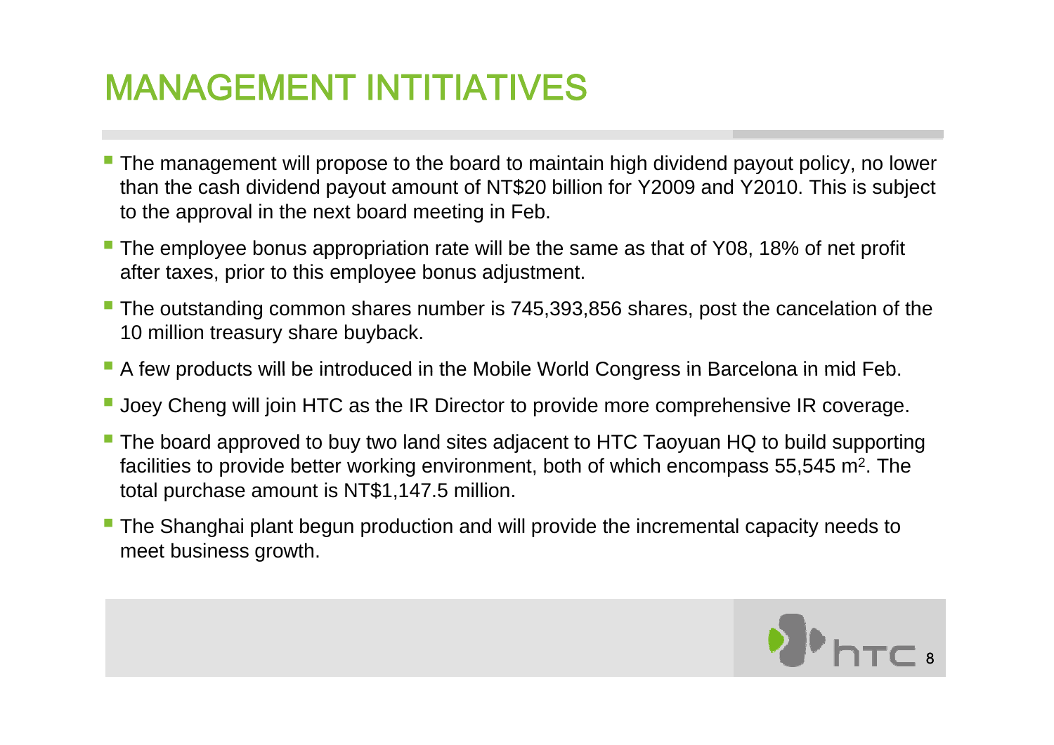# MANAGEMENT INTITIATIVES

- The management will propose to the board to maintain high dividend payout policy, no lower than the cash dividend payout amount of NT$20 billion for Y2009 and Y2010. This is subject to the approval in the next board meeting in Feb.
- The employee bonus appropriation rate will be the same as that of Y08, 18% of net profit after taxes, prior to this employee bonus adjustment.
- The outstanding common shares number is 745,393,856 shares, post the cancelation of the 10 million treasury share buyback.
- A few products will be introduced in the Mobile World Congress in Barcelona in mid Feb.
- Joey Cheng will join HTC as the IR Director to provide more comprehensive IR coverage.
- The board approved to buy two land sites adjacent to HTC Taoyuan HQ to build supporting facilities to provide better working environment, both of which encompass 55,545 $m^2$. The total purchase amount is NT$1,147.5 million.
- The Shanghai plant begun production and will provide the incremental capacity needs to meet business growth.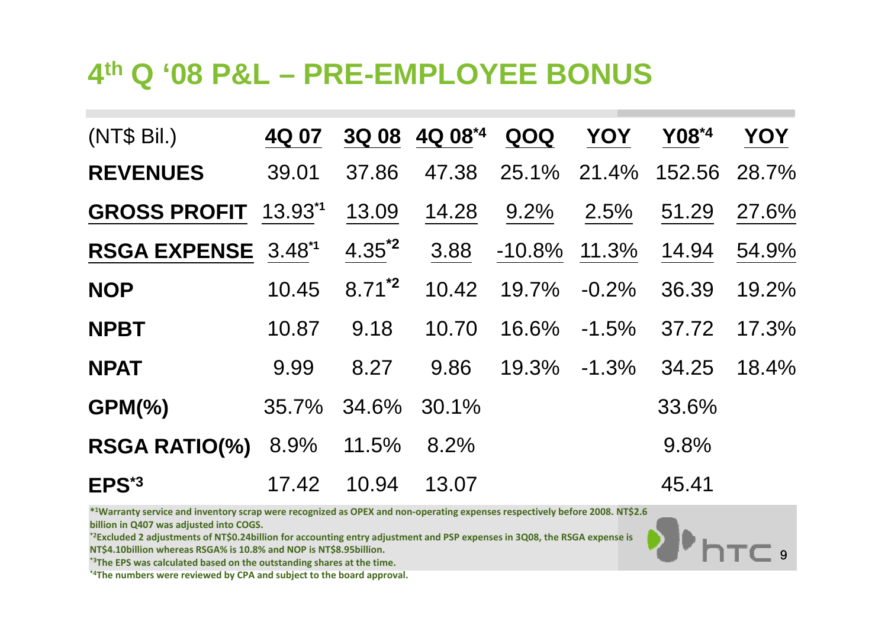# 4th Q '08 P&L – PRE-EMPLOYEE BONUS

| (NT$ Bil.) | 4Q 07 | 3Q 08 | 4Q 08[*4] | QOQ | YOY | Y08[*4] | YOY |
|---|---|---|---|---|---|---|---|
| **REVENUES** | 39.01 | 37.86 | 47.38 | 25.1% | 21.4% | 152.56 | 28.7% |
| **GROSS PROFIT** | 13.93[*1] | 13.09 | 14.28 | 9.2% | 2.5% | 51.29 | 27.6% |
| **RSGA EXPENSE** | 3.48[*1] | 4.35[*2] | 3.88 | -10.8% | 11.3% | 14.94 | 54.9% |
| **NOP** | 10.45 | 8.71[*2] | 10.42 | 19.7% | -0.2% | 36.39 | 19.2% |
| **NPBT** | 10.87 | 9.18 | 10.70 | 16.6% | -1.5% | 37.72 | 17.3% |
| **NPAT** | 9.99 | 8.27 | 9.86 | 19.3% | -1.3% | 34.25 | 18.4% |
| **GPM(%)** | 35.7% | 34.6% | 30.1% | | | 33.6% | |
| **RSGA RATIO(%)** | 8.9% | 11.5% | 8.2% | | | 9.8% | |
| **EPS[*3]** | 17.42 | 10.94 | 13.07 | | | 45.41 | |

**[*1]Warranty service and inventory scrap were recognized as OPEX and non-operating expenses respectively before 2008. NT$2.6 billion in Q407 was adjusted into COGS.**

**[*2]Excluded 2 adjustments of NT$0.24billion for accounting entry adjustment and PSP expenses in 3Q08, the RSGA expense is NT$4.10billion whereas RSGA% is 10.8% and NOP is NT$8.95billion.**

**[*3]The EPS was calculated based on the outstanding shares at the time.**

**[*4]The numbers were reviewed by CPA and subject to the board approval.**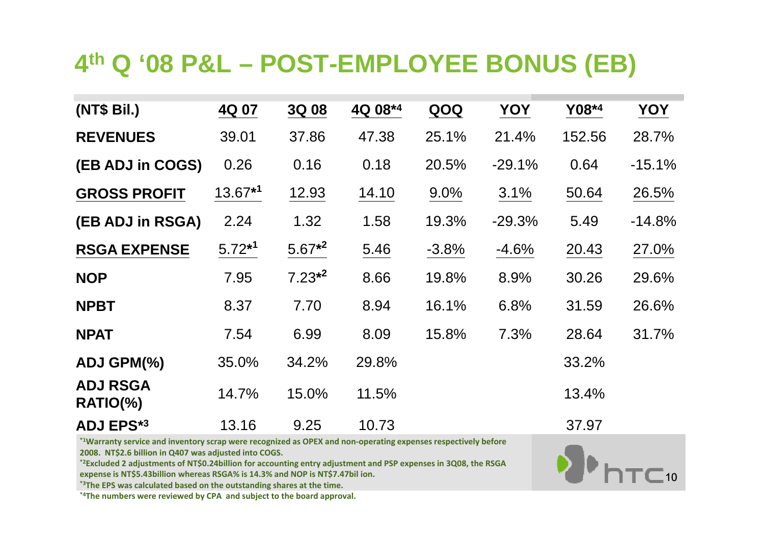# 4th Q '08 P&L – POST-EMPLOYEE BONUS (EB)

| (NT$ Bil.) | 4Q 07 | 3Q 08 | 4Q 08*4 | QOQ | YOY | Y08*4 | YOY |
|---|---|---|---|---|---|---|---|
| **REVENUES** | 39.01 | 37.86 | 47.38 | 25.1% | 21.4% | 152.56 | 28.7% |
| **(EB ADJ in COGS)** | 0.26 | 0.16 | 0.18 | 20.5% | -29.1% | 0.64 | -15.1% |
| **GROSS PROFIT** | 13.67*1 | 12.93 | 14.10 | 9.0% | 3.1% | 50.64 | 26.5% |
| **(EB ADJ in RSGA)** | 2.24 | 1.32 | 1.58 | 19.3% | -29.3% | 5.49 | -14.8% |
| **RSGA EXPENSE** | 5.72*1 | 5.67*2 | 5.46 | -3.8% | -4.6% | 20.43 | 27.0% |
| **NOP** | 7.95 | 7.23*2 | 8.66 | 19.8% | 8.9% | 30.26 | 29.6% |
| **NPBT** | 8.37 | 7.70 | 8.94 | 16.1% | 6.8% | 31.59 | 26.6% |
| **NPAT** | 7.54 | 6.99 | 8.09 | 15.8% | 7.3% | 28.64 | 31.7% |
| **ADJ GPM(%)** | 35.0% | 34.2% | 29.8% | | | 33.2% | |
| **ADJ RSGA RATIO(%)** | 14.7% | 15.0% | 11.5% | | | 13.4% | |
| **ADJ EPS*3** | 13.16 | 9.25 | 10.73 | | | 37.97 | |

*1 Warranty service and inventory scrap were recognized as OPEX and non-operating expenses respectively before 2008. NT$2.6 billion in Q407 was adjusted into COGS.

*2 Excluded 2 adjustments of NT$0.24billion for accounting entry adjustment and PSP expenses in 3Q08, the RSGA expense is NT$5.43billion whereas RSGA% is 14.3% and NOP is NT$7.47bil ion.

*3 The EPS was calculated based on the outstanding shares at the time.

*4 The numbers were reviewed by CPA and subject to the board approval.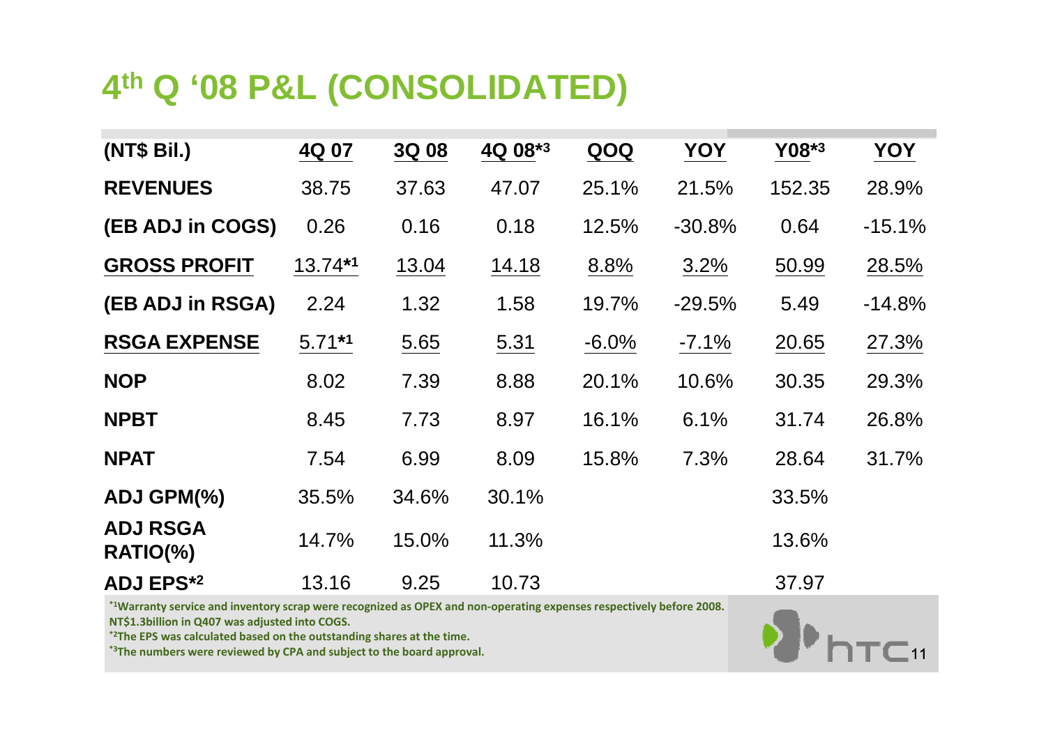# 4th Q '08 P&L (CONSOLIDATED)

| (NT$ Bil.) | 4Q 07 | 3Q 08 | 4Q 08*3 | QOQ | YOY | Y08*3 | YOY |
|---|---|---|---|---|---|---|---|
| **REVENUES** | 38.75 | 37.63 | 47.07 | 25.1% | 21.5% | 152.35 | 28.9% |
| **(EB ADJ in COGS)** | 0.26 | 0.16 | 0.18 | 12.5% | -30.8% | 0.64 | -15.1% |
| **GROSS PROFIT** | 13.74*1 | 13.04 | 14.18 | 8.8% | 3.2% | 50.99 | 28.5% |
| **(EB ADJ in RSGA)** | 2.24 | 1.32 | 1.58 | 19.7% | -29.5% | 5.49 | -14.8% |
| **RSGA EXPENSE** | 5.71*1 | 5.65 | 5.31 | -6.0% | -7.1% | 20.65 | 27.3% |
| **NOP** | 8.02 | 7.39 | 8.88 | 20.1% | 10.6% | 30.35 | 29.3% |
| **NPBT** | 8.45 | 7.73 | 8.97 | 16.1% | 6.1% | 31.74 | 26.8% |
| **NPAT** | 7.54 | 6.99 | 8.09 | 15.8% | 7.3% | 28.64 | 31.7% |
| **ADJ GPM(%)** | 35.5% | 34.6% | 30.1% | | | 33.5% | |
| **ADJ RSGA RATIO(%)** | 14.7% | 15.0% | 11.3% | | | 13.6% | |
| **ADJ EPS*2** | 13.16 | 9.25 | 10.73 | | | 37.97 | |

*1Warranty service and inventory scrap were recognized as OPEX and non-operating expenses respectively before 2008. NT$1.3billion in Q407 was adjusted into COGS.

*2The EPS was calculated based on the outstanding shares at the time.

*3The numbers were reviewed by CPA and subject to the board approval.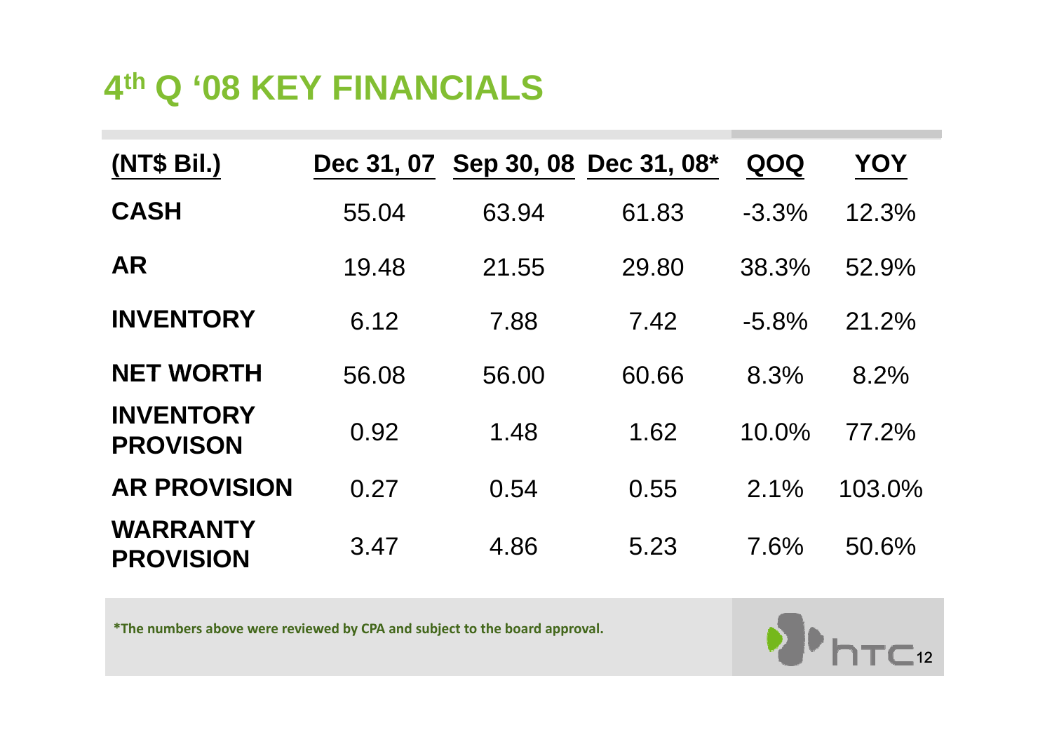# 4th Q '08 KEY FINANCIALS

| (NT$ Bil.) | Dec 31, 07 | Sep 30, 08 | Dec 31, 08* | QOQ | YOY |
|---|---|---|---|---|---|
| **CASH** | 55.04 | 63.94 | 61.83 | -3.3% | 12.3% |
| **AR** | 19.48 | 21.55 | 29.80 | 38.3% | 52.9% |
| **INVENTORY** | 6.12 | 7.88 | 7.42 | -5.8% | 21.2% |
| **NET WORTH** | 56.08 | 56.00 | 60.66 | 8.3% | 8.2% |
| **INVENTORY PROVISON** | 0.92 | 1.48 | 1.62 | 10.0% | 77.2% |
| **AR PROVISION** | 0.27 | 0.54 | 0.55 | 2.1% | 103.0% |
| **WARRANTY PROVISION** | 3.47 | 4.86 | 5.23 | 7.6% | 50.6% |

**\*The numbers above were reviewed by CPA and subject to the board approval.**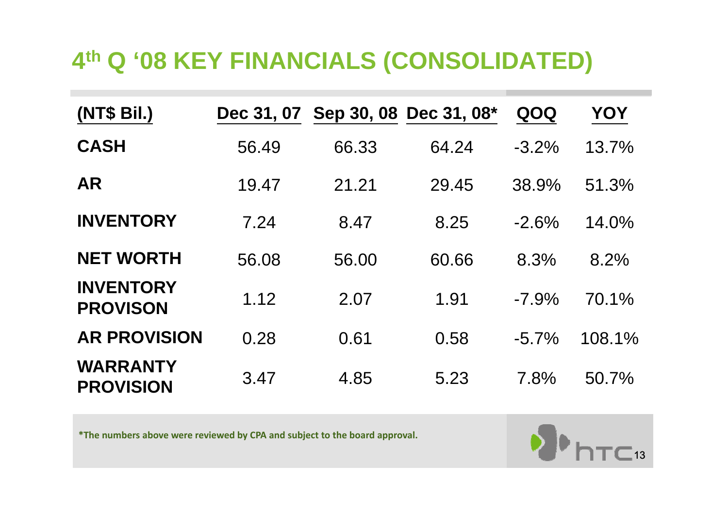# 4th Q '08 KEY FINANCIALS (CONSOLIDATED)

| (NT$ Bil.) | Dec 31, 07 | Sep 30, 08 | Dec 31, 08* | QOQ | YOY |
|---|---|---|---|---|---|
| **CASH** | 56.49 | 66.33 | 64.24 | -3.2% | 13.7% |
| **AR** | 19.47 | 21.21 | 29.45 | 38.9% | 51.3% |
| **INVENTORY** | 7.24 | 8.47 | 8.25 | -2.6% | 14.0% |
| **NET WORTH** | 56.08 | 56.00 | 60.66 | 8.3% | 8.2% |
| **INVENTORY PROVISON** | 1.12 | 2.07 | 1.91 | -7.9% | 70.1% |
| **AR PROVISION** | 0.28 | 0.61 | 0.58 | -5.7% | 108.1% |
| **WARRANTY PROVISION** | 3.47 | 4.85 | 5.23 | 7.8% | 50.7% |

**\*The numbers above were reviewed by CPA and subject to the board approval.**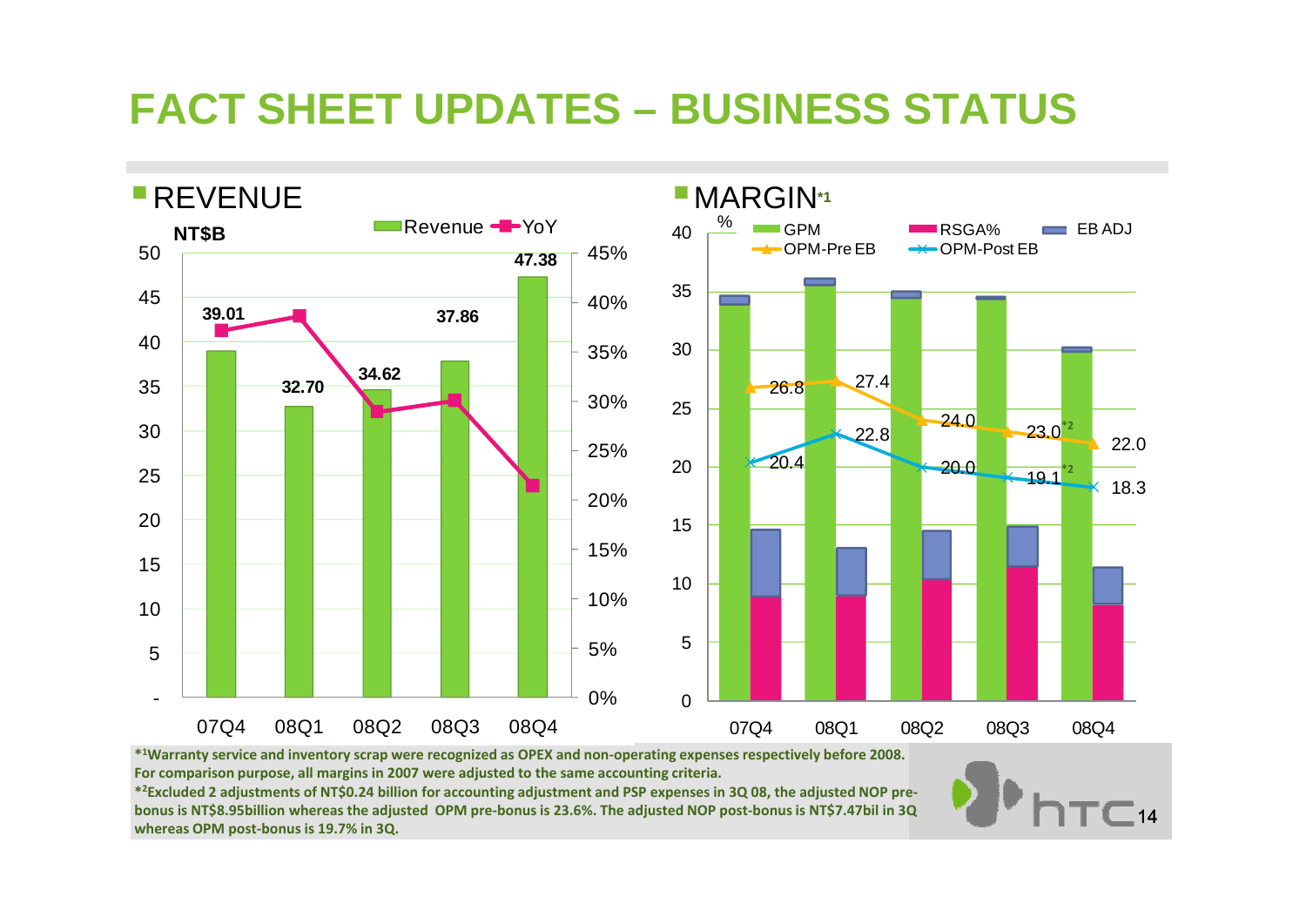# FACT SHEET UPDATES – BUSINESS STATUS

## REVENUE

NT$B

| Quarter | Revenue (NT$B) |
|---|---|
| 07Q4 | 39.01 |
| 08Q1 | 32.70 |
| 08Q2 | 34.62 |
| 08Q3 | 37.86 |
| 08Q4 | 47.38 |

## MARGIN[*1]

| % | 07Q4 | 08Q1 | 08Q2 | 08Q3 | 08Q4 |
|---|---|---|---|---|---|
| OPM-Pre EB | 26.8 | 27.4 | 24.0 | 23.0[*2] | 22.0 |
| OPM-Post EB | 20.4 | 22.8 | 20.0 | 19.1[*2] | 18.3 |

*[1] Warranty service and inventory scrap were recognized as OPEX and non-operating expenses respectively before 2008. For comparison purpose, all margins in 2007 were adjusted to the same accounting criteria.**

*[2] Excluded 2 adjustments of NT$0.24 billion for accounting adjustment and PSP expenses in 3Q 08, the adjusted NOP pre-bonus is NT$8.95billion whereas the adjusted OPM pre-bonus is 23.6%. The adjusted NOP post-bonus is NT$7.47bil in 3Q whereas OPM post-bonus is 19.7% in 3Q.**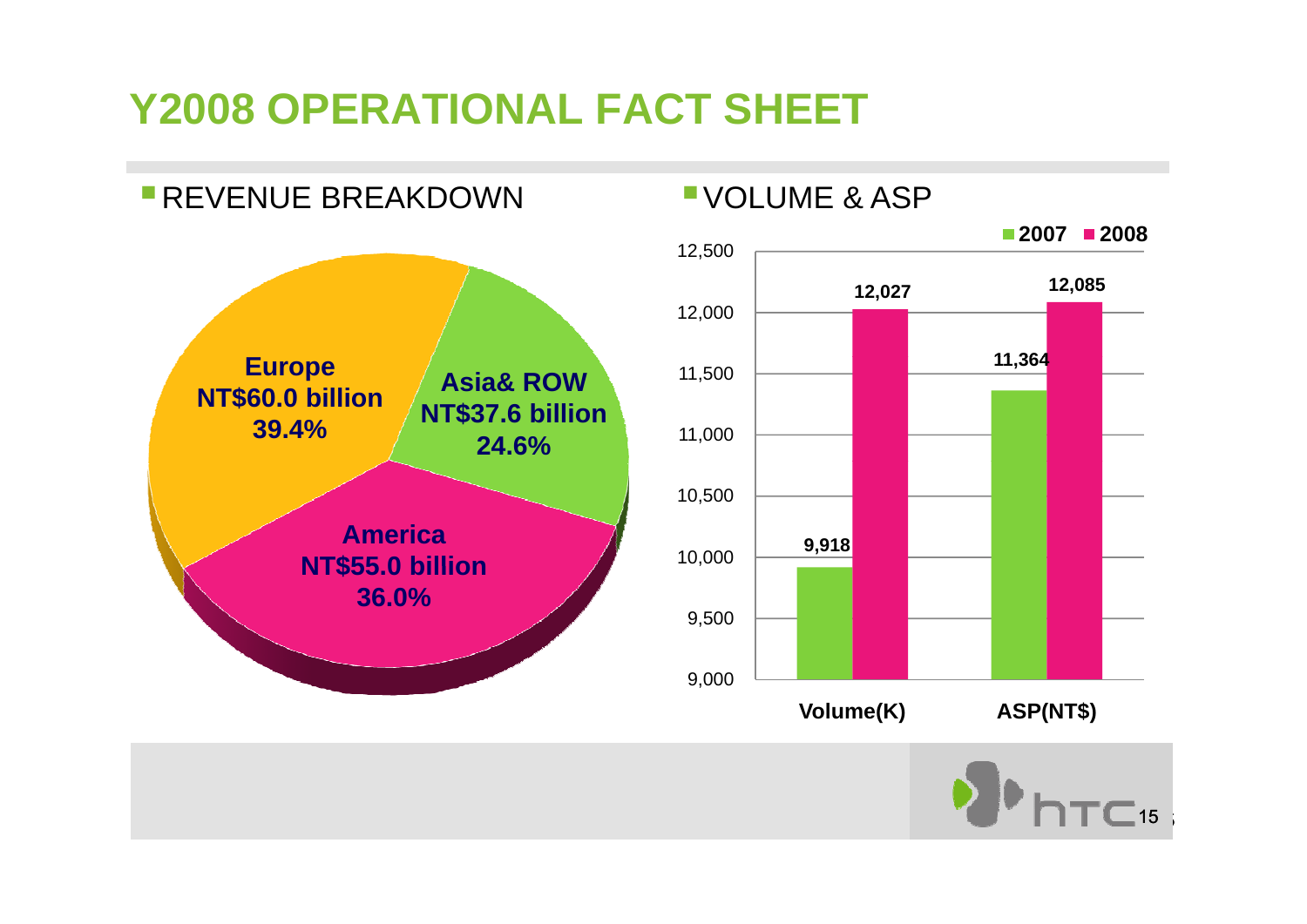# Y2008 OPERATIONAL FACT SHEET

## REVENUE BREAKDOWN

| Region | Revenue | Share |
|---|---|---|
| Europe | NT$60.0 billion | 39.4% |
| America | NT$55.0 billion | 36.0% |
| Asia& ROW | NT$37.6 billion | 24.6% |

## VOLUME & ASP

| | 2007 | 2008 |
|---|---|---|
| Volume(K) | 9,918 | 12,027 |
| ASP(NT$) | 11,364 | 12,085 |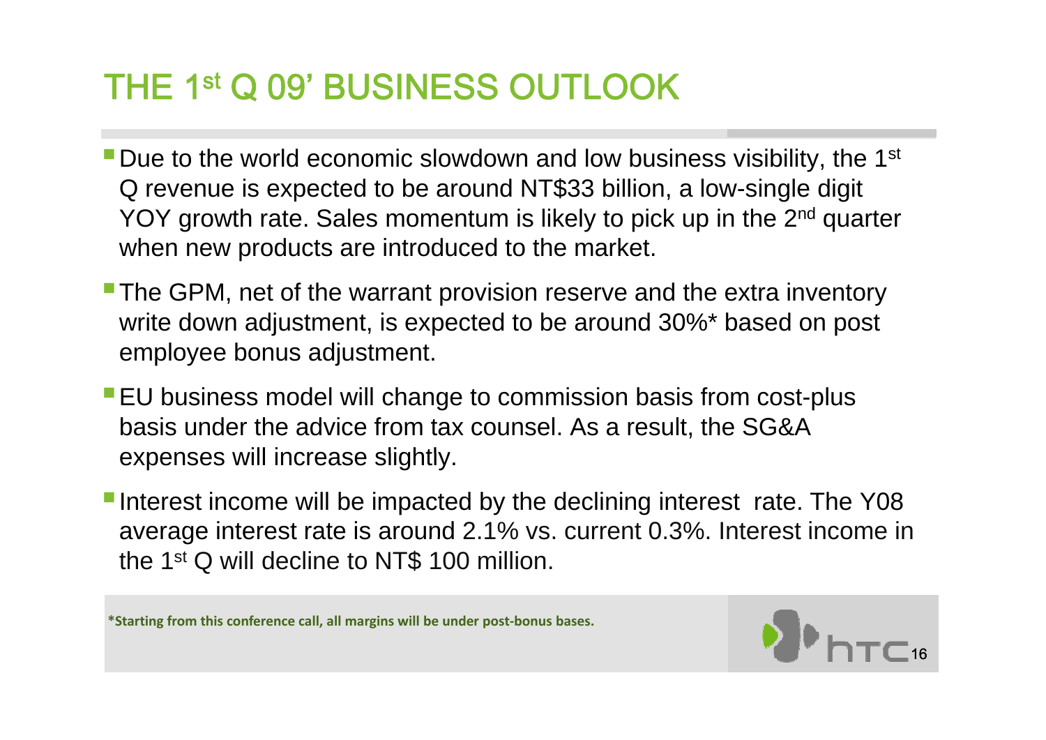# THE 1st Q 09' BUSINESS OUTLOOK

- Due to the world economic slowdown and low business visibility, the 1st Q revenue is expected to be around NT$33 billion, a low-single digit YOY growth rate. Sales momentum is likely to pick up in the 2nd quarter when new products are introduced to the market.
- The GPM, net of the warrant provision reserve and the extra inventory write down adjustment, is expected to be around 30%* based on post employee bonus adjustment.
- EU business model will change to commission basis from cost-plus basis under the advice from tax counsel. As a result, the SG&A expenses will increase slightly.
- Interest income will be impacted by the declining interest rate. The Y08 average interest rate is around 2.1% vs. current 0.3%. Interest income in the 1st Q will decline to NT$ 100 million.

**\*Starting from this conference call, all margins will be under post-bonus bases.**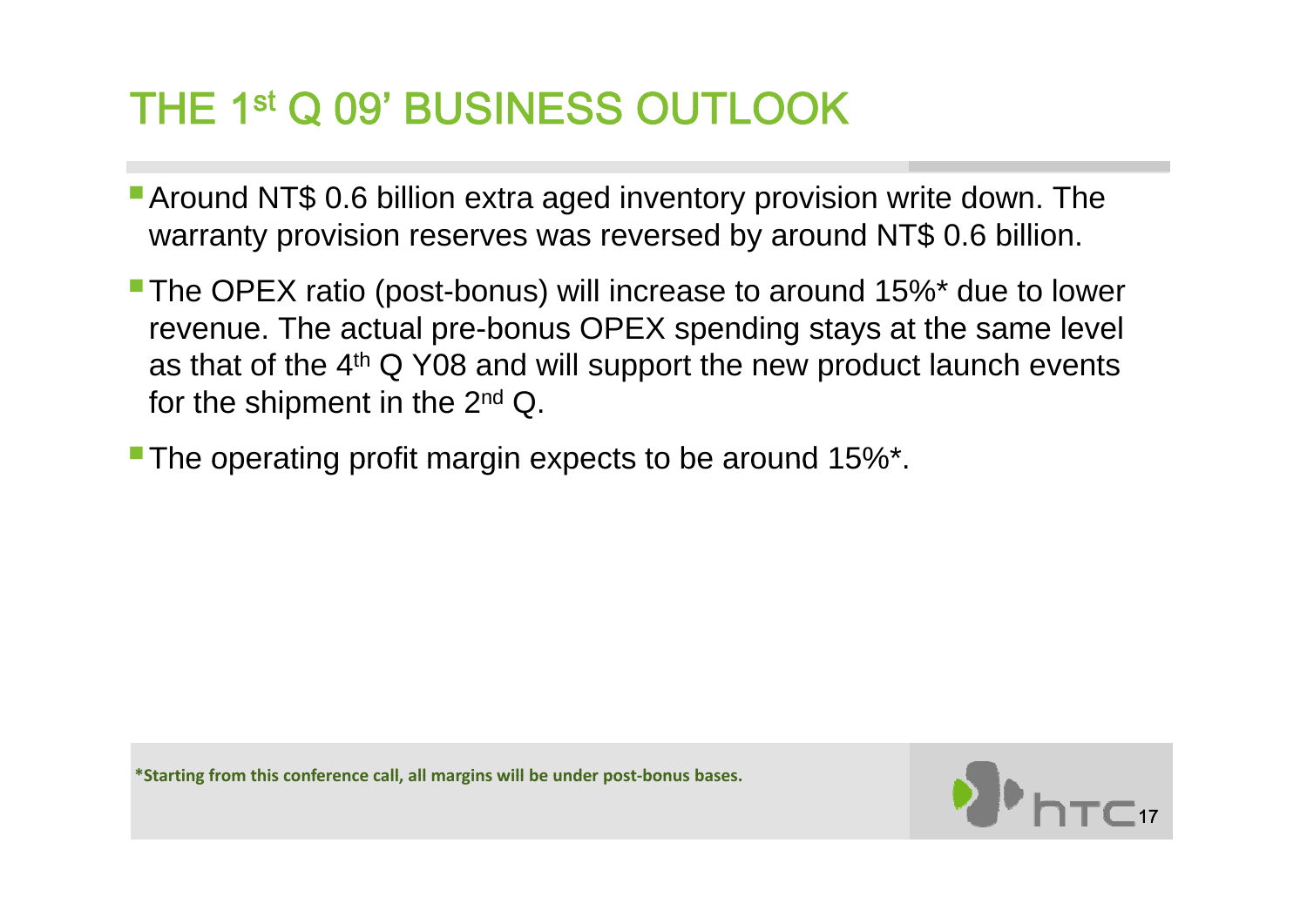# THE 1st Q 09' BUSINESS OUTLOOK

- Around NT$ 0.6 billion extra aged inventory provision write down. The warranty provision reserves was reversed by around NT$ 0.6 billion.
- The OPEX ratio (post-bonus) will increase to around 15%* due to lower revenue. The actual pre-bonus OPEX spending stays at the same level as that of the 4th Q Y08 and will support the new product launch events for the shipment in the 2nd Q.
- The operating profit margin expects to be around 15%*.

**\*Starting from this conference call, all margins will be under post-bonus bases.**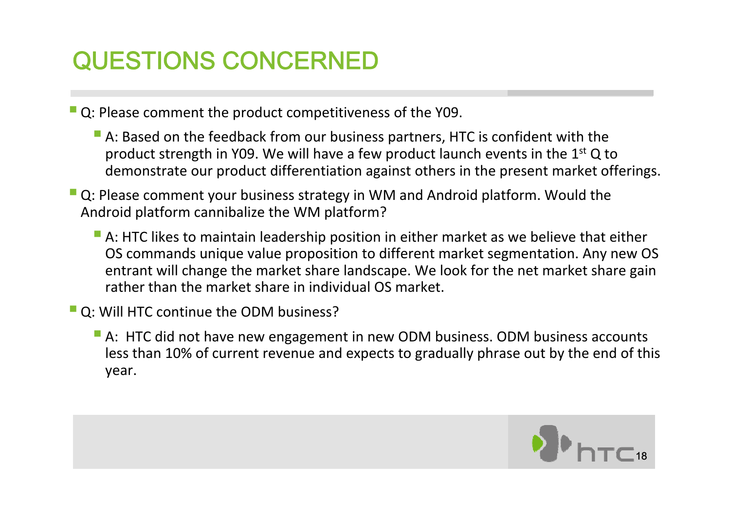# QUESTIONS CONCERNED

- Q: Please comment the product competitiveness of the Y09.
  - A: Based on the feedback from our business partners, HTC is confident with the product strength in Y09. We will have a few product launch events in the 1st Q to demonstrate our product differentiation against others in the present market offerings.
- Q: Please comment your business strategy in WM and Android platform. Would the Android platform cannibalize the WM platform?
  - A: HTC likes to maintain leadership position in either market as we believe that either OS commands unique value proposition to different market segmentation. Any new OS entrant will change the market share landscape. We look for the net market share gain rather than the market share in individual OS market.
- Q: Will HTC continue the ODM business?
  - A: HTC did not have new engagement in new ODM business. ODM business accounts less than 10% of current revenue and expects to gradually phrase out by the end of this year.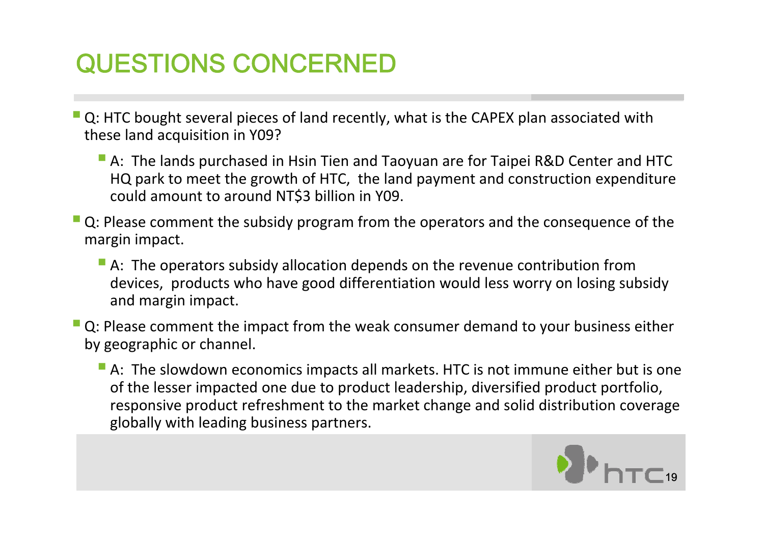# QUESTIONS CONCERNED

- Q: HTC bought several pieces of land recently, what is the CAPEX plan associated with these land acquisition in Y09?
  - A: The lands purchased in Hsin Tien and Taoyuan are for Taipei R&D Center and HTC HQ park to meet the growth of HTC, the land payment and construction expenditure could amount to around NT$3 billion in Y09.
- Q: Please comment the subsidy program from the operators and the consequence of the margin impact.
  - A: The operators subsidy allocation depends on the revenue contribution from devices, products who have good differentiation would less worry on losing subsidy and margin impact.
- Q: Please comment the impact from the weak consumer demand to your business either by geographic or channel.
  - A: The slowdown economics impacts all markets. HTC is not immune either but is one of the lesser impacted one due to product leadership, diversified product portfolio, responsive product refreshment to the market change and solid distribution coverage globally with leading business partners.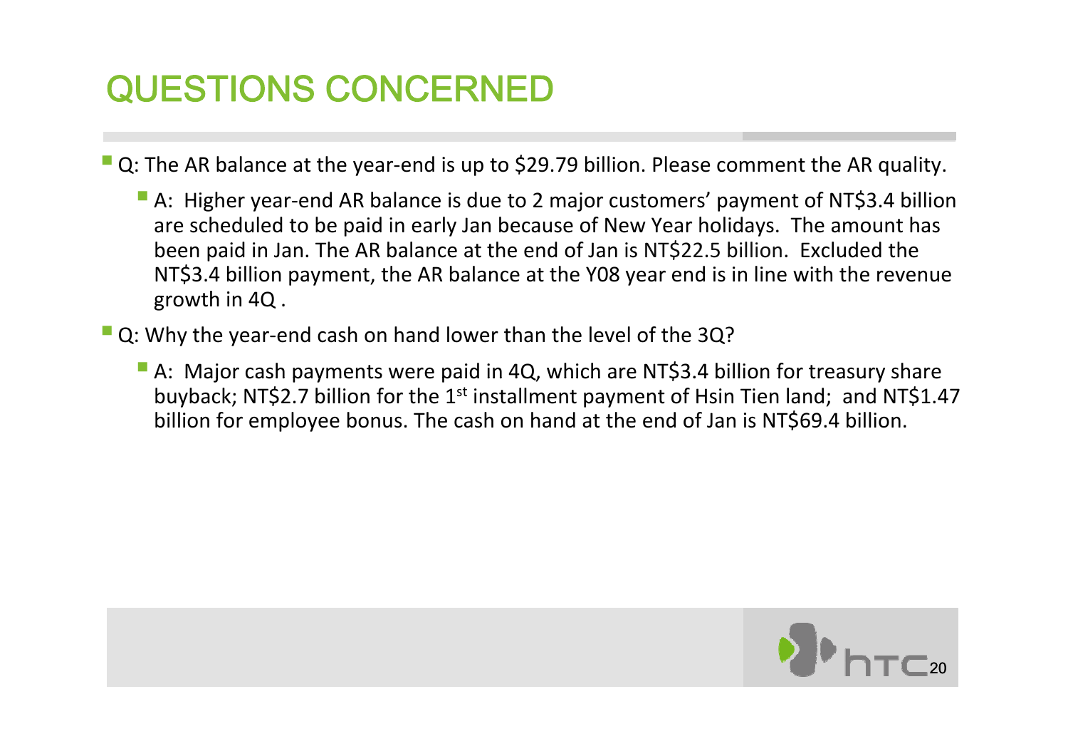# QUESTIONS CONCERNED

- Q: The AR balance at the year-end is up to $29.79 billion. Please comment the AR quality.
  - A: Higher year-end AR balance is due to 2 major customers' payment of NT$3.4 billion are scheduled to be paid in early Jan because of New Year holidays. The amount has been paid in Jan. The AR balance at the end of Jan is NT$22.5 billion. Excluded the NT$3.4 billion payment, the AR balance at the Y08 year end is in line with the revenue growth in 4Q .
- Q: Why the year-end cash on hand lower than the level of the 3Q?
  - A: Major cash payments were paid in 4Q, which are NT$3.4 billion for treasury share buyback; NT$2.7 billion for the 1st installment payment of Hsin Tien land; and NT$1.47 billion for employee bonus. The cash on hand at the end of Jan is NT$69.4 billion.